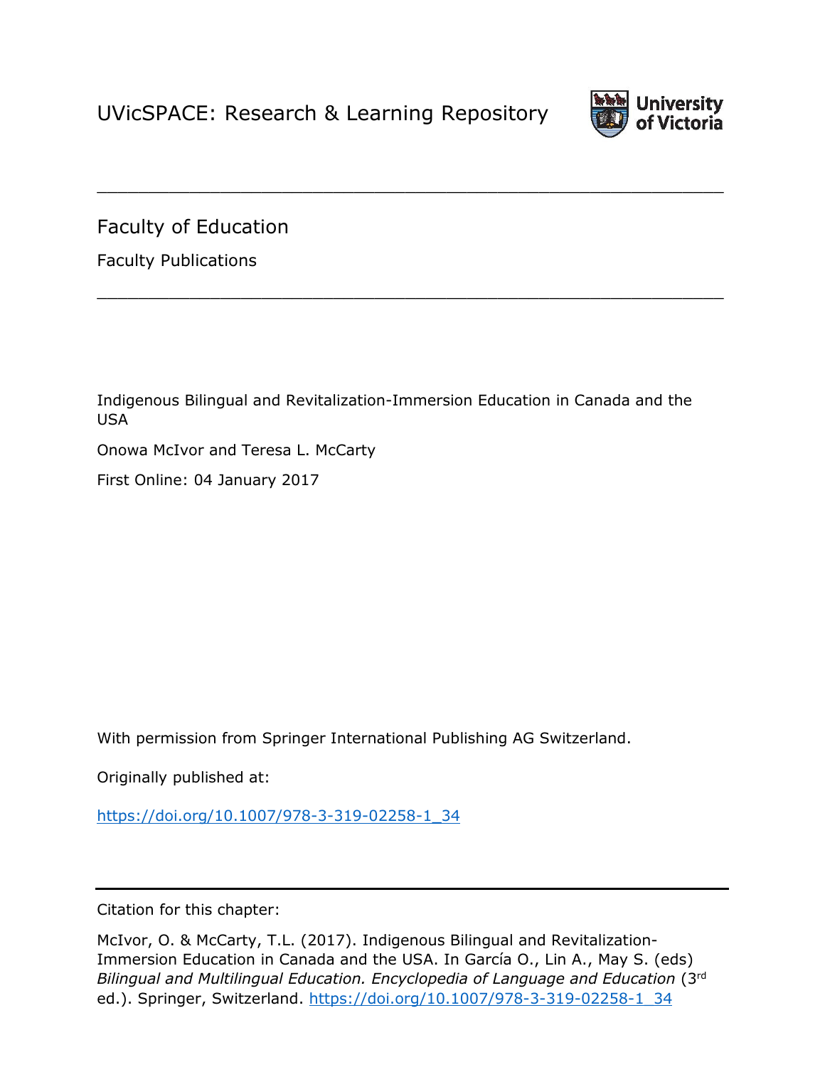UVicSPACE: Research & Learning Repository

University of Victoria

---

Faculty of Education

Faculty Publications

---

Indigenous Bilingual and Revitalization-Immersion Education in Canada and the USA

Onowa McIvor and Teresa L. McCarty

First Online: 04 January 2017

With permission from Springer International Publishing AG Switzerland.

Originally published at:

https://doi.org/10.1007/978-3-319-02258-1_34

---

Citation for this chapter:

McIvor, O. & McCarty, T.L. (2017). Indigenous Bilingual and Revitalization-Immersion Education in Canada and the USA. In García O., Lin A., May S. (eds) *Bilingual and Multilingual Education. Encyclopedia of Language and Education* (3rd ed.). Springer, Switzerland. https://doi.org/10.1007/978-3-319-02258-1_34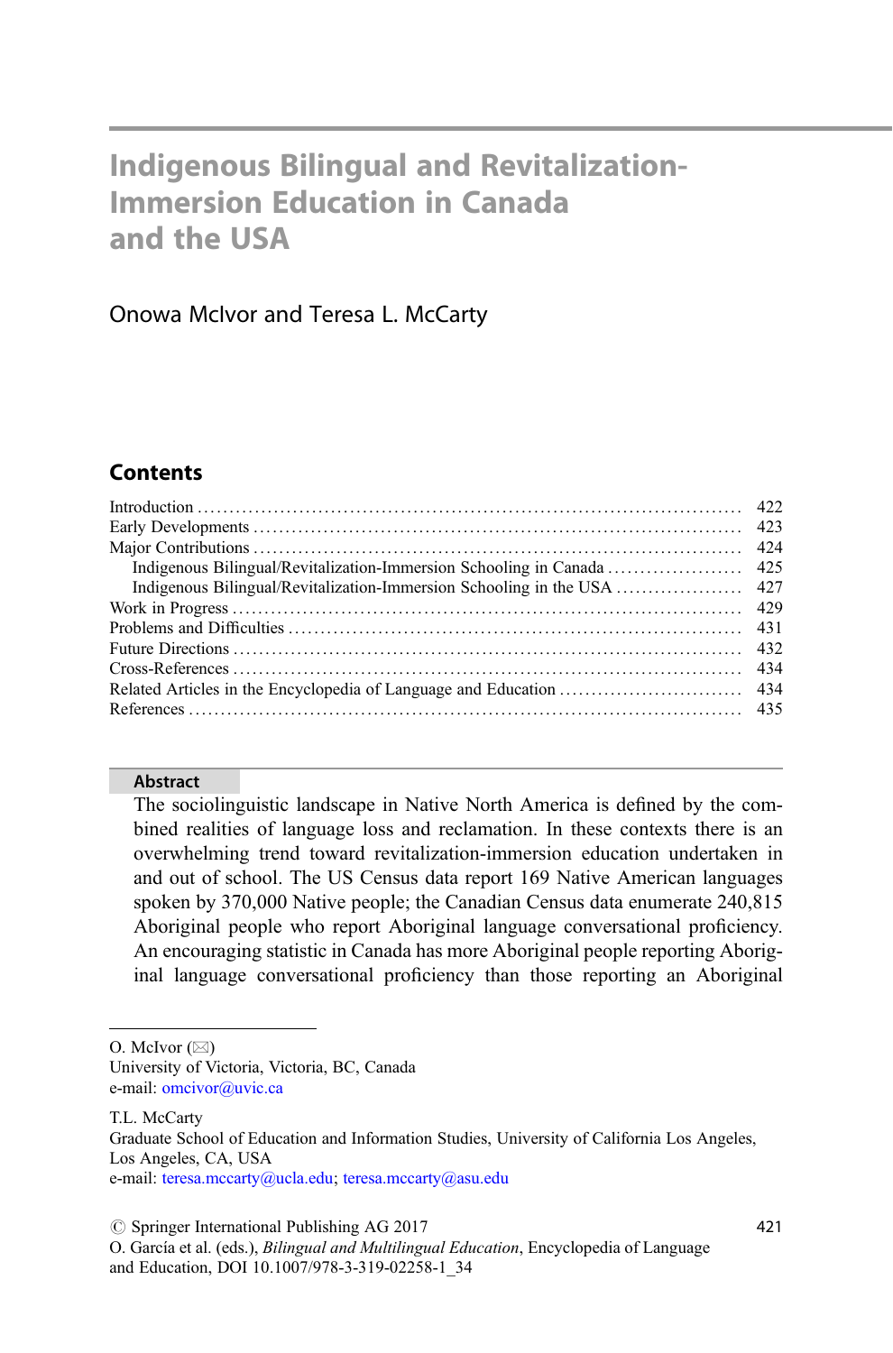# Indigenous Bilingual and Revitalization-Immersion Education in Canada and the USA

Onowa McIvor and Teresa L. McCarty

## Contents

| | |
|---|---|
| Introduction | 422 |
| Early Developments | 423 |
| Major Contributions | 424 |
| Indigenous Bilingual/Revitalization-Immersion Schooling in Canada | 425 |
| Indigenous Bilingual/Revitalization-Immersion Schooling in the USA | 427 |
| Work in Progress | 429 |
| Problems and Difficulties | 431 |
| Future Directions | 432 |
| Cross-References | 434 |
| Related Articles in the Encyclopedia of Language and Education | 434 |
| References | 435 |

### Abstract

The sociolinguistic landscape in Native North America is defined by the combined realities of language loss and reclamation. In these contexts there is an overwhelming trend toward revitalization-immersion education undertaken in and out of school. The US Census data report 169 Native American languages spoken by 370,000 Native people; the Canadian Census data enumerate 240,815 Aboriginal people who report Aboriginal language conversational proficiency. An encouraging statistic in Canada has more Aboriginal people reporting Aboriginal language conversational proficiency than those reporting an Aboriginal

---

O. McIvor (✉)
University of Victoria, Victoria, BC, Canada
e-mail: omcivor@uvic.ca

T.L. McCarty
Graduate School of Education and Information Studies, University of California Los Angeles, Los Angeles, CA, USA
e-mail: teresa.mccarty@ucla.edu; teresa.mccarty@asu.edu

© Springer International Publishing AG 2017
O. García et al. (eds.), *Bilingual and Multilingual Education*, Encyclopedia of Language and Education, DOI 10.1007/978-3-319-02258-1_34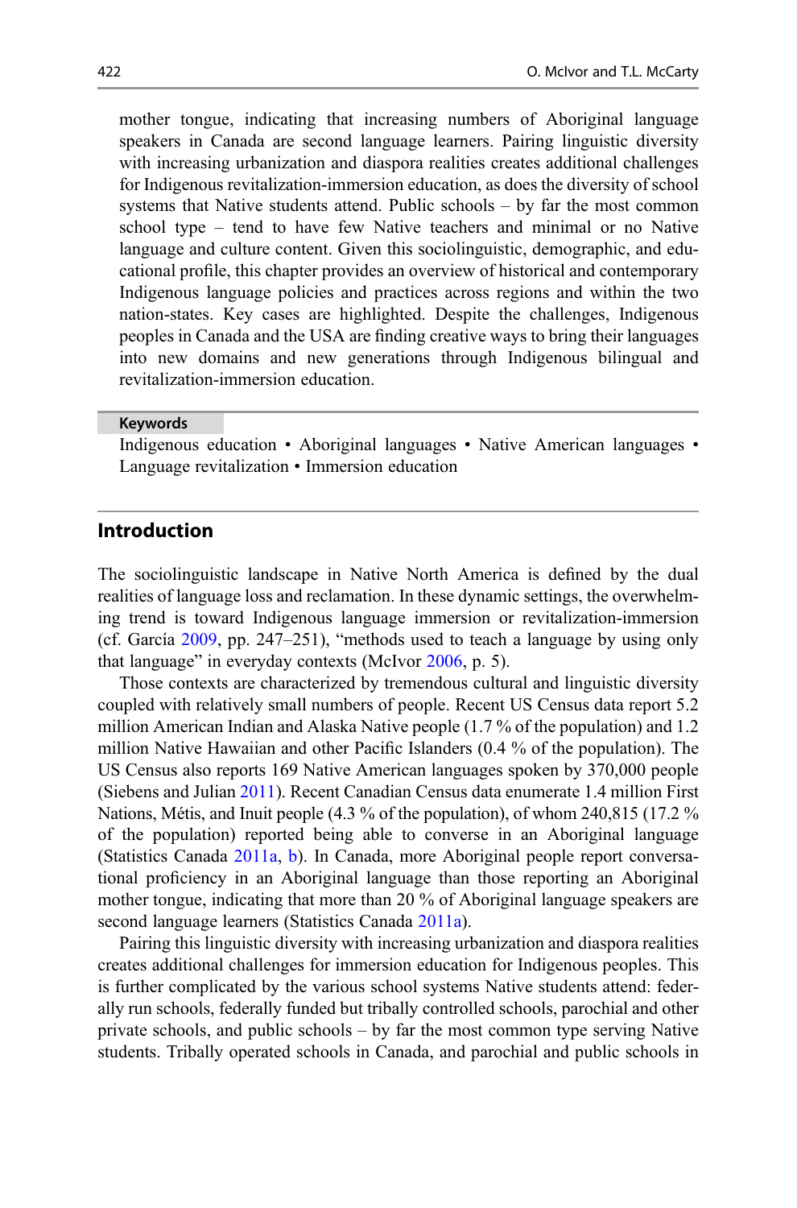mother tongue, indicating that increasing numbers of Aboriginal language speakers in Canada are second language learners. Pairing linguistic diversity with increasing urbanization and diaspora realities creates additional challenges for Indigenous revitalization-immersion education, as does the diversity of school systems that Native students attend. Public schools – by far the most common school type – tend to have few Native teachers and minimal or no Native language and culture content. Given this sociolinguistic, demographic, and educational profile, this chapter provides an overview of historical and contemporary Indigenous language policies and practices across regions and within the two nation-states. Key cases are highlighted. Despite the challenges, Indigenous peoples in Canada and the USA are finding creative ways to bring their languages into new domains and new generations through Indigenous bilingual and revitalization-immersion education.

**Keywords**

Indigenous education • Aboriginal languages • Native American languages • Language revitalization • Immersion education

## Introduction

The sociolinguistic landscape in Native North America is defined by the dual realities of language loss and reclamation. In these dynamic settings, the overwhelming trend is toward Indigenous language immersion or revitalization-immersion (cf. García 2009, pp. 247–251), "methods used to teach a language by using only that language" in everyday contexts (McIvor 2006, p. 5).

Those contexts are characterized by tremendous cultural and linguistic diversity coupled with relatively small numbers of people. Recent US Census data report 5.2 million American Indian and Alaska Native people (1.7 % of the population) and 1.2 million Native Hawaiian and other Pacific Islanders (0.4 % of the population). The US Census also reports 169 Native American languages spoken by 370,000 people (Siebens and Julian 2011). Recent Canadian Census data enumerate 1.4 million First Nations, Métis, and Inuit people (4.3 % of the population), of whom 240,815 (17.2 % of the population) reported being able to converse in an Aboriginal language (Statistics Canada 2011a, b). In Canada, more Aboriginal people report conversational proficiency in an Aboriginal language than those reporting an Aboriginal mother tongue, indicating that more than 20 % of Aboriginal language speakers are second language learners (Statistics Canada 2011a).

Pairing this linguistic diversity with increasing urbanization and diaspora realities creates additional challenges for immersion education for Indigenous peoples. This is further complicated by the various school systems Native students attend: federally run schools, federally funded but tribally controlled schools, parochial and other private schools, and public schools – by far the most common type serving Native students. Tribally operated schools in Canada, and parochial and public schools in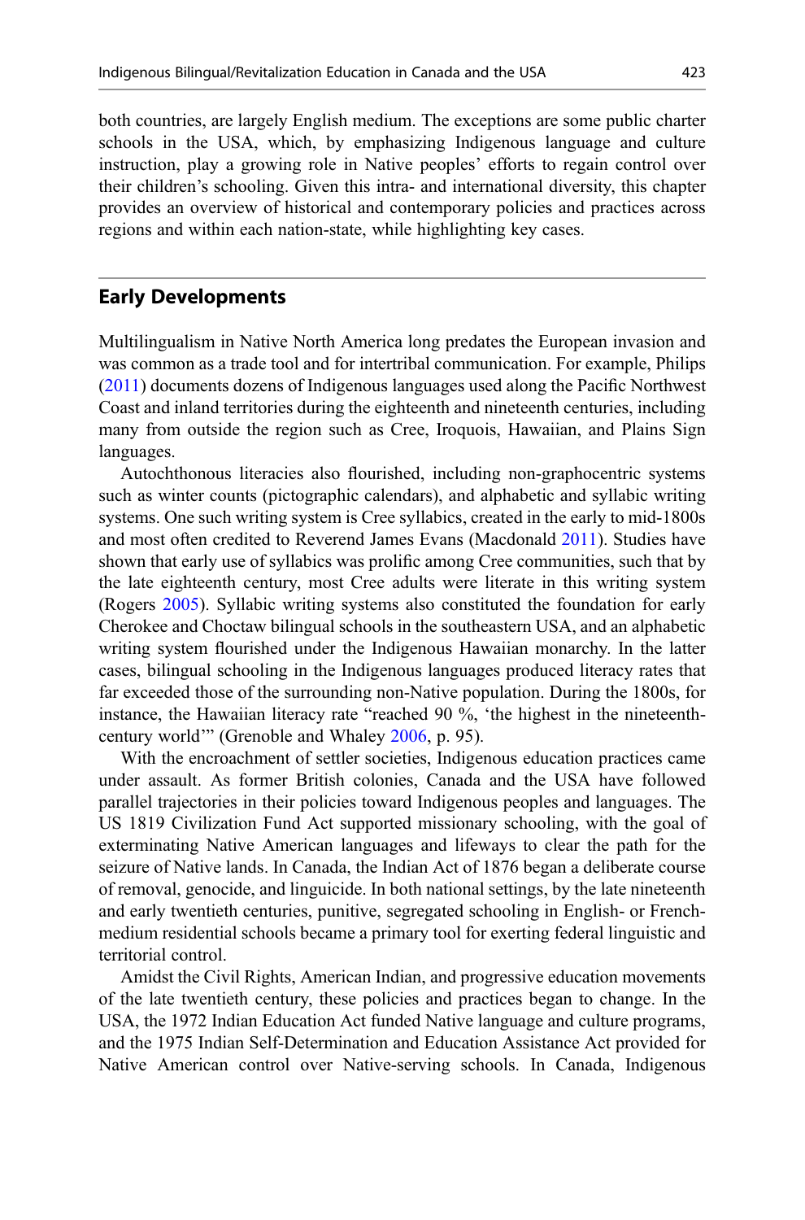both countries, are largely English medium. The exceptions are some public charter schools in the USA, which, by emphasizing Indigenous language and culture instruction, play a growing role in Native peoples' efforts to regain control over their children's schooling. Given this intra- and international diversity, this chapter provides an overview of historical and contemporary policies and practices across regions and within each nation-state, while highlighting key cases.

## Early Developments

Multilingualism in Native North America long predates the European invasion and was common as a trade tool and for intertribal communication. For example, Philips (2011) documents dozens of Indigenous languages used along the Pacific Northwest Coast and inland territories during the eighteenth and nineteenth centuries, including many from outside the region such as Cree, Iroquois, Hawaiian, and Plains Sign languages.

Autochthonous literacies also flourished, including non-graphocentric systems such as winter counts (pictographic calendars), and alphabetic and syllabic writing systems. One such writing system is Cree syllabics, created in the early to mid-1800s and most often credited to Reverend James Evans (Macdonald 2011). Studies have shown that early use of syllabics was prolific among Cree communities, such that by the late eighteenth century, most Cree adults were literate in this writing system (Rogers 2005). Syllabic writing systems also constituted the foundation for early Cherokee and Choctaw bilingual schools in the southeastern USA, and an alphabetic writing system flourished under the Indigenous Hawaiian monarchy. In the latter cases, bilingual schooling in the Indigenous languages produced literacy rates that far exceeded those of the surrounding non-Native population. During the 1800s, for instance, the Hawaiian literacy rate "reached 90 %, 'the highest in the nineteenth-century world'" (Grenoble and Whaley 2006, p. 95).

With the encroachment of settler societies, Indigenous education practices came under assault. As former British colonies, Canada and the USA have followed parallel trajectories in their policies toward Indigenous peoples and languages. The US 1819 Civilization Fund Act supported missionary schooling, with the goal of exterminating Native American languages and lifeways to clear the path for the seizure of Native lands. In Canada, the Indian Act of 1876 began a deliberate course of removal, genocide, and linguicide. In both national settings, by the late nineteenth and early twentieth centuries, punitive, segregated schooling in English- or French-medium residential schools became a primary tool for exerting federal linguistic and territorial control.

Amidst the Civil Rights, American Indian, and progressive education movements of the late twentieth century, these policies and practices began to change. In the USA, the 1972 Indian Education Act funded Native language and culture programs, and the 1975 Indian Self-Determination and Education Assistance Act provided for Native American control over Native-serving schools. In Canada, Indigenous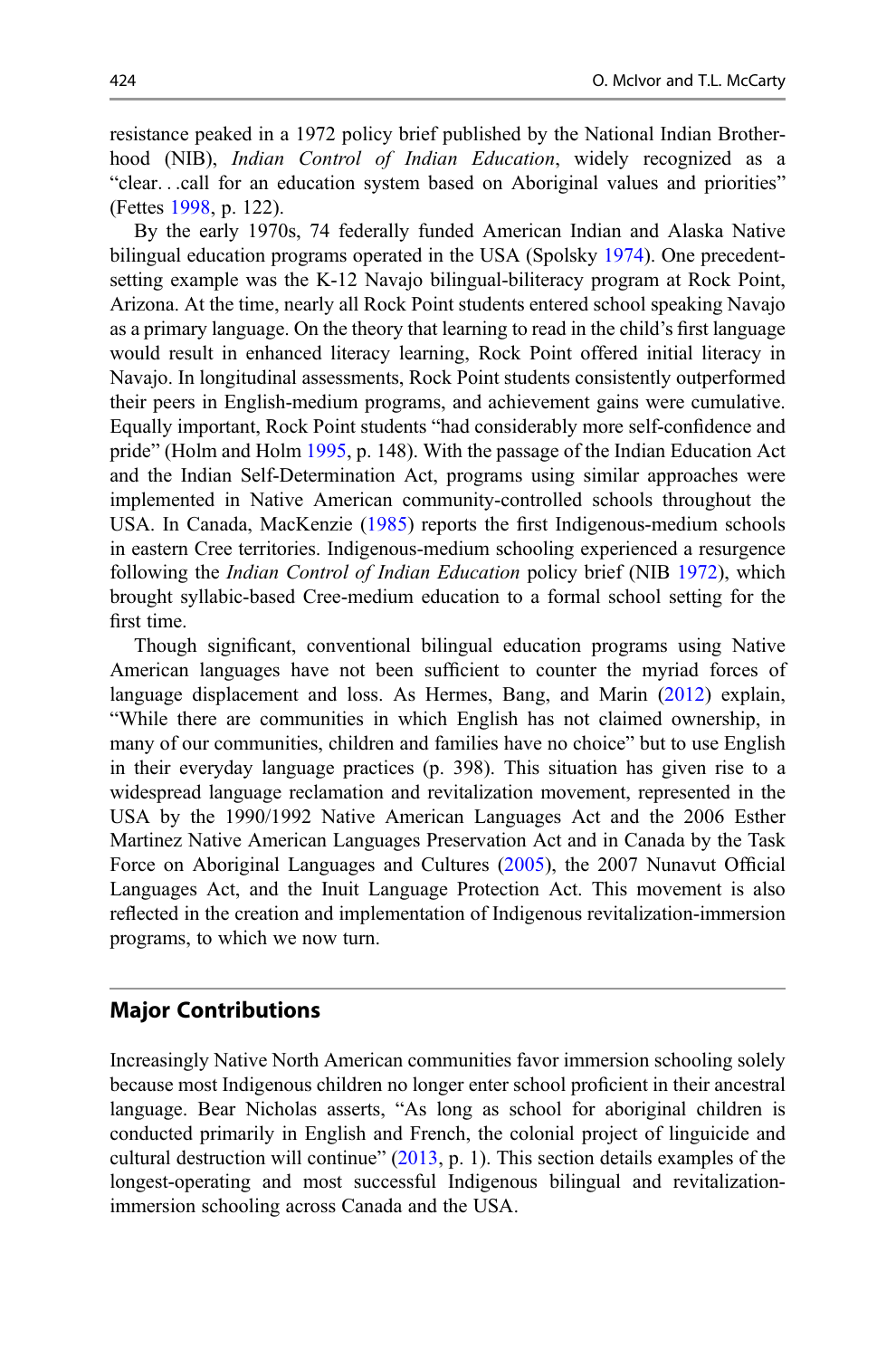resistance peaked in a 1972 policy brief published by the National Indian Brotherhood (NIB), *Indian Control of Indian Education*, widely recognized as a "clear. . .call for an education system based on Aboriginal values and priorities" (Fettes 1998, p. 122).

By the early 1970s, 74 federally funded American Indian and Alaska Native bilingual education programs operated in the USA (Spolsky 1974). One precedent-setting example was the K-12 Navajo bilingual-biliteracy program at Rock Point, Arizona. At the time, nearly all Rock Point students entered school speaking Navajo as a primary language. On the theory that learning to read in the child's first language would result in enhanced literacy learning, Rock Point offered initial literacy in Navajo. In longitudinal assessments, Rock Point students consistently outperformed their peers in English-medium programs, and achievement gains were cumulative. Equally important, Rock Point students "had considerably more self-confidence and pride" (Holm and Holm 1995, p. 148). With the passage of the Indian Education Act and the Indian Self-Determination Act, programs using similar approaches were implemented in Native American community-controlled schools throughout the USA. In Canada, MacKenzie (1985) reports the first Indigenous-medium schools in eastern Cree territories. Indigenous-medium schooling experienced a resurgence following the *Indian Control of Indian Education* policy brief (NIB 1972), which brought syllabic-based Cree-medium education to a formal school setting for the first time.

Though significant, conventional bilingual education programs using Native American languages have not been sufficient to counter the myriad forces of language displacement and loss. As Hermes, Bang, and Marin (2012) explain, "While there are communities in which English has not claimed ownership, in many of our communities, children and families have no choice" but to use English in their everyday language practices (p. 398). This situation has given rise to a widespread language reclamation and revitalization movement, represented in the USA by the 1990/1992 Native American Languages Act and the 2006 Esther Martinez Native American Languages Preservation Act and in Canada by the Task Force on Aboriginal Languages and Cultures (2005), the 2007 Nunavut Official Languages Act, and the Inuit Language Protection Act. This movement is also reflected in the creation and implementation of Indigenous revitalization-immersion programs, to which we now turn.

## Major Contributions

Increasingly Native North American communities favor immersion schooling solely because most Indigenous children no longer enter school proficient in their ancestral language. Bear Nicholas asserts, "As long as school for aboriginal children is conducted primarily in English and French, the colonial project of linguicide and cultural destruction will continue" (2013, p. 1). This section details examples of the longest-operating and most successful Indigenous bilingual and revitalization-immersion schooling across Canada and the USA.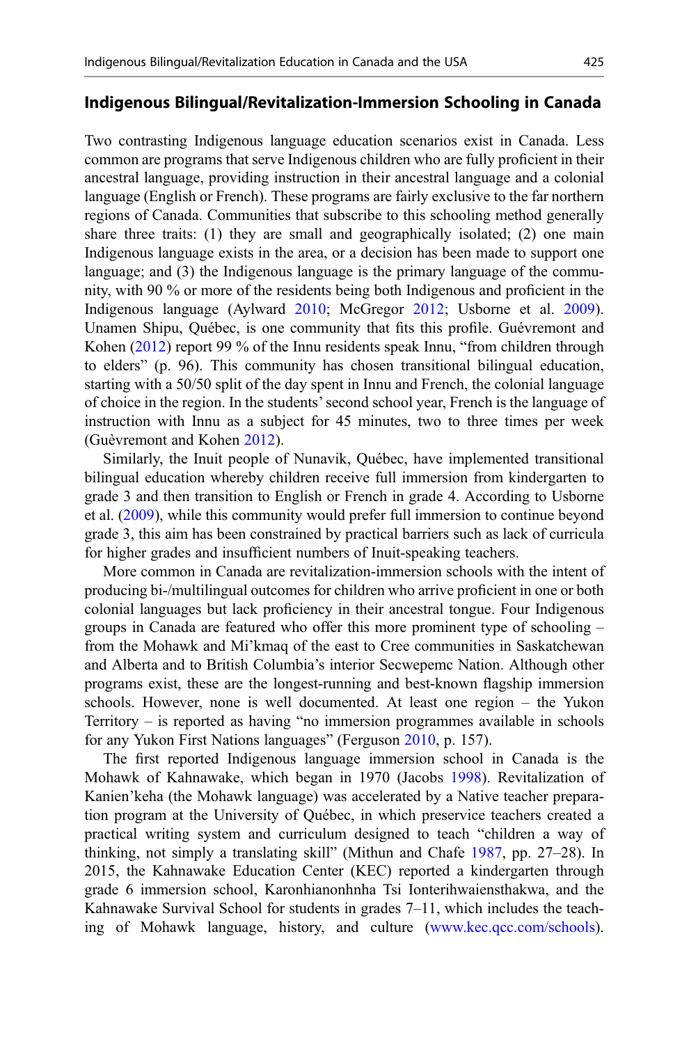### Indigenous Bilingual/Revitalization-Immersion Schooling in Canada

Two contrasting Indigenous language education scenarios exist in Canada. Less common are programs that serve Indigenous children who are fully proficient in their ancestral language, providing instruction in their ancestral language and a colonial language (English or French). These programs are fairly exclusive to the far northern regions of Canada. Communities that subscribe to this schooling method generally share three traits: (1) they are small and geographically isolated; (2) one main Indigenous language exists in the area, or a decision has been made to support one language; and (3) the Indigenous language is the primary language of the community, with 90 % or more of the residents being both Indigenous and proficient in the Indigenous language (Aylward 2010; McGregor 2012; Usborne et al. 2009). Unamen Shipu, Québec, is one community that fits this profile. Guévremont and Kohen (2012) report 99 % of the Innu residents speak Innu, "from children through to elders" (p. 96). This community has chosen transitional bilingual education, starting with a 50/50 split of the day spent in Innu and French, the colonial language of choice in the region. In the students' second school year, French is the language of instruction with Innu as a subject for 45 minutes, two to three times per week (Guèvremont and Kohen 2012).

Similarly, the Inuit people of Nunavik, Québec, have implemented transitional bilingual education whereby children receive full immersion from kindergarten to grade 3 and then transition to English or French in grade 4. According to Usborne et al. (2009), while this community would prefer full immersion to continue beyond grade 3, this aim has been constrained by practical barriers such as lack of curricula for higher grades and insufficient numbers of Inuit-speaking teachers.

More common in Canada are revitalization-immersion schools with the intent of producing bi-/multilingual outcomes for children who arrive proficient in one or both colonial languages but lack proficiency in their ancestral tongue. Four Indigenous groups in Canada are featured who offer this more prominent type of schooling – from the Mohawk and Mi'kmaq of the east to Cree communities in Saskatchewan and Alberta and to British Columbia's interior Secwepemc Nation. Although other programs exist, these are the longest-running and best-known flagship immersion schools. However, none is well documented. At least one region – the Yukon Territory – is reported as having "no immersion programmes available in schools for any Yukon First Nations languages" (Ferguson 2010, p. 157).

The first reported Indigenous language immersion school in Canada is the Mohawk of Kahnawake, which began in 1970 (Jacobs 1998). Revitalization of Kanien'keha (the Mohawk language) was accelerated by a Native teacher preparation program at the University of Québec, in which preservice teachers created a practical writing system and curriculum designed to teach "children a way of thinking, not simply a translating skill" (Mithun and Chafe 1987, pp. 27–28). In 2015, the Kahnawake Education Center (KEC) reported a kindergarten through grade 6 immersion school, Karonhianonhnha Tsi Ionterihwaiensthakwa, and the Kahnawake Survival School for students in grades 7–11, which includes the teaching of Mohawk language, history, and culture (www.kec.qcc.com/schools).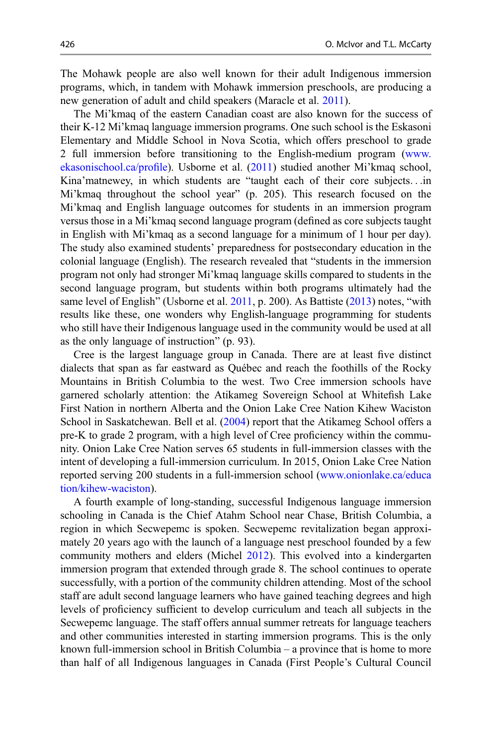The Mohawk people are also well known for their adult Indigenous immersion programs, which, in tandem with Mohawk immersion preschools, are producing a new generation of adult and child speakers (Maracle et al. 2011).

The Mi'kmaq of the eastern Canadian coast are also known for the success of their K-12 Mi'kmaq language immersion programs. One such school is the Eskasoni Elementary and Middle School in Nova Scotia, which offers preschool to grade 2 full immersion before transitioning to the English-medium program (www.ekasonischool.ca/profile). Usborne et al. (2011) studied another Mi'kmaq school, Kina'matnewey, in which students are "taught each of their core subjects...in Mi'kmaq throughout the school year" (p. 205). This research focused on the Mi'kmaq and English language outcomes for students in an immersion program versus those in a Mi'kmaq second language program (defined as core subjects taught in English with Mi'kmaq as a second language for a minimum of 1 hour per day). The study also examined students' preparedness for postsecondary education in the colonial language (English). The research revealed that "students in the immersion program not only had stronger Mi'kmaq language skills compared to students in the second language program, but students within both programs ultimately had the same level of English" (Usborne et al. 2011, p. 200). As Battiste (2013) notes, "with results like these, one wonders why English-language programming for students who still have their Indigenous language used in the community would be used at all as the only language of instruction" (p. 93).

Cree is the largest language group in Canada. There are at least five distinct dialects that span as far eastward as Québec and reach the foothills of the Rocky Mountains in British Columbia to the west. Two Cree immersion schools have garnered scholarly attention: the Atikameg Sovereign School at Whitefish Lake First Nation in northern Alberta and the Onion Lake Cree Nation Kihew Waciston School in Saskatchewan. Bell et al. (2004) report that the Atikameg School offers a pre-K to grade 2 program, with a high level of Cree proficiency within the community. Onion Lake Cree Nation serves 65 students in full-immersion classes with the intent of developing a full-immersion curriculum. In 2015, Onion Lake Cree Nation reported serving 200 students in a full-immersion school (www.onionlake.ca/education/kihew-waciston).

A fourth example of long-standing, successful Indigenous language immersion schooling in Canada is the Chief Atahm School near Chase, British Columbia, a region in which Secwepemc is spoken. Secwepemc revitalization began approximately 20 years ago with the launch of a language nest preschool founded by a few community mothers and elders (Michel 2012). This evolved into a kindergarten immersion program that extended through grade 8. The school continues to operate successfully, with a portion of the community children attending. Most of the school staff are adult second language learners who have gained teaching degrees and high levels of proficiency sufficient to develop curriculum and teach all subjects in the Secwepemc language. The staff offers annual summer retreats for language teachers and other communities interested in starting immersion programs. This is the only known full-immersion school in British Columbia – a province that is home to more than half of all Indigenous languages in Canada (First People's Cultural Council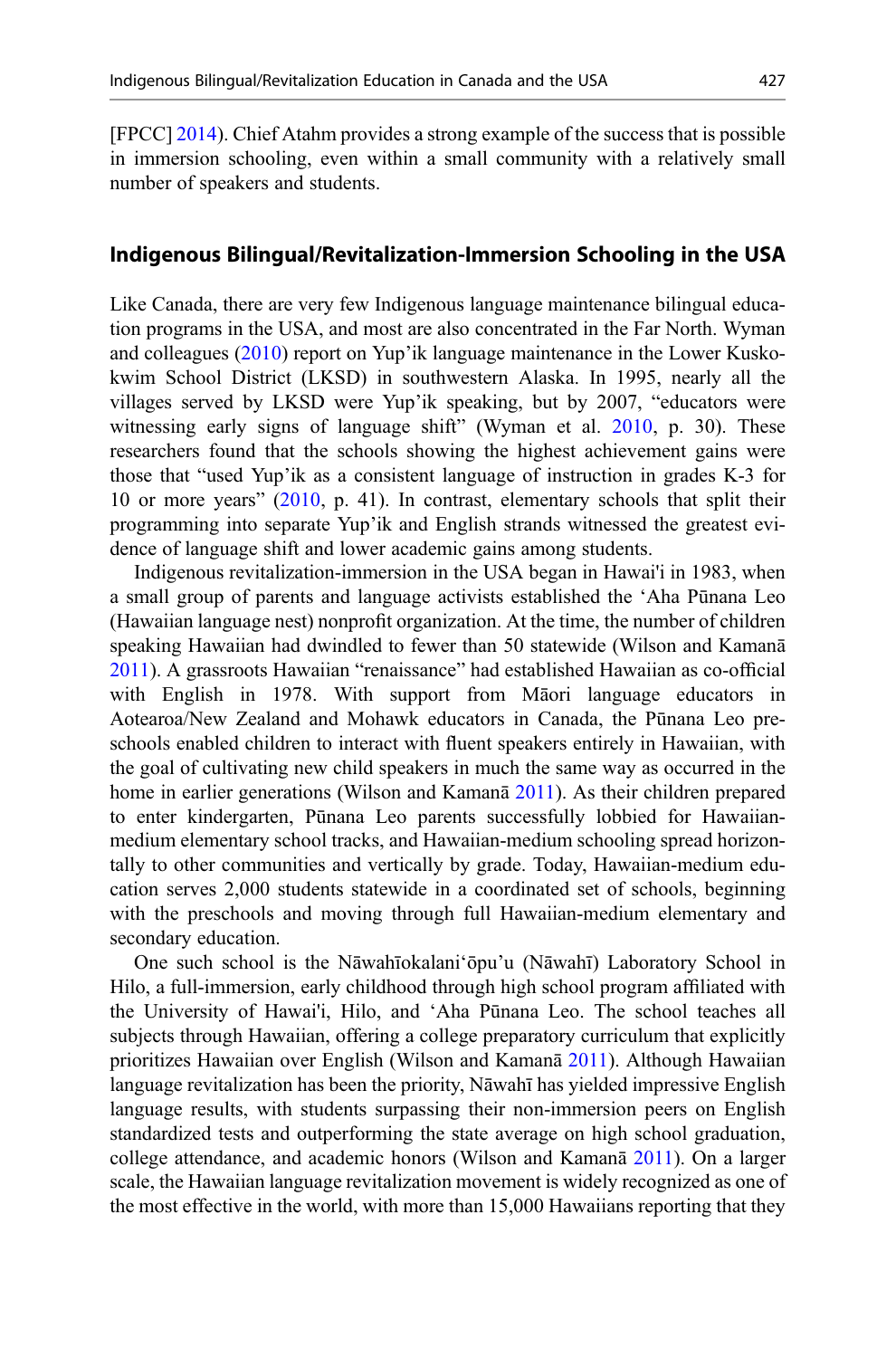[FPCC] 2014). Chief Atahm provides a strong example of the success that is possible in immersion schooling, even within a small community with a relatively small number of speakers and students.

## Indigenous Bilingual/Revitalization-Immersion Schooling in the USA

Like Canada, there are very few Indigenous language maintenance bilingual education programs in the USA, and most are also concentrated in the Far North. Wyman and colleagues (2010) report on Yup'ik language maintenance in the Lower Kuskokwim School District (LKSD) in southwestern Alaska. In 1995, nearly all the villages served by LKSD were Yup'ik speaking, but by 2007, "educators were witnessing early signs of language shift" (Wyman et al. 2010, p. 30). These researchers found that the schools showing the highest achievement gains were those that "used Yup'ik as a consistent language of instruction in grades K-3 for 10 or more years" (2010, p. 41). In contrast, elementary schools that split their programming into separate Yup'ik and English strands witnessed the greatest evidence of language shift and lower academic gains among students.

Indigenous revitalization-immersion in the USA began in Hawai'i in 1983, when a small group of parents and language activists established the ʻAha Pūnana Leo (Hawaiian language nest) nonprofit organization. At the time, the number of children speaking Hawaiian had dwindled to fewer than 50 statewide (Wilson and Kamanā 2011). A grassroots Hawaiian "renaissance" had established Hawaiian as co-official with English in 1978. With support from Māori language educators in Aotearoa/New Zealand and Mohawk educators in Canada, the Pūnana Leo preschools enabled children to interact with fluent speakers entirely in Hawaiian, with the goal of cultivating new child speakers in much the same way as occurred in the home in earlier generations (Wilson and Kamanā 2011). As their children prepared to enter kindergarten, Pūnana Leo parents successfully lobbied for Hawaiian-medium elementary school tracks, and Hawaiian-medium schooling spread horizontally to other communities and vertically by grade. Today, Hawaiian-medium education serves 2,000 students statewide in a coordinated set of schools, beginning with the preschools and moving through full Hawaiian-medium elementary and secondary education.

One such school is the Nāwahīokalaniʻōpuʻu (Nāwahī) Laboratory School in Hilo, a full-immersion, early childhood through high school program affiliated with the University of Hawai'i, Hilo, and ʻAha Pūnana Leo. The school teaches all subjects through Hawaiian, offering a college preparatory curriculum that explicitly prioritizes Hawaiian over English (Wilson and Kamanā 2011). Although Hawaiian language revitalization has been the priority, Nāwahī has yielded impressive English language results, with students surpassing their non-immersion peers on English standardized tests and outperforming the state average on high school graduation, college attendance, and academic honors (Wilson and Kamanā 2011). On a larger scale, the Hawaiian language revitalization movement is widely recognized as one of the most effective in the world, with more than 15,000 Hawaiians reporting that they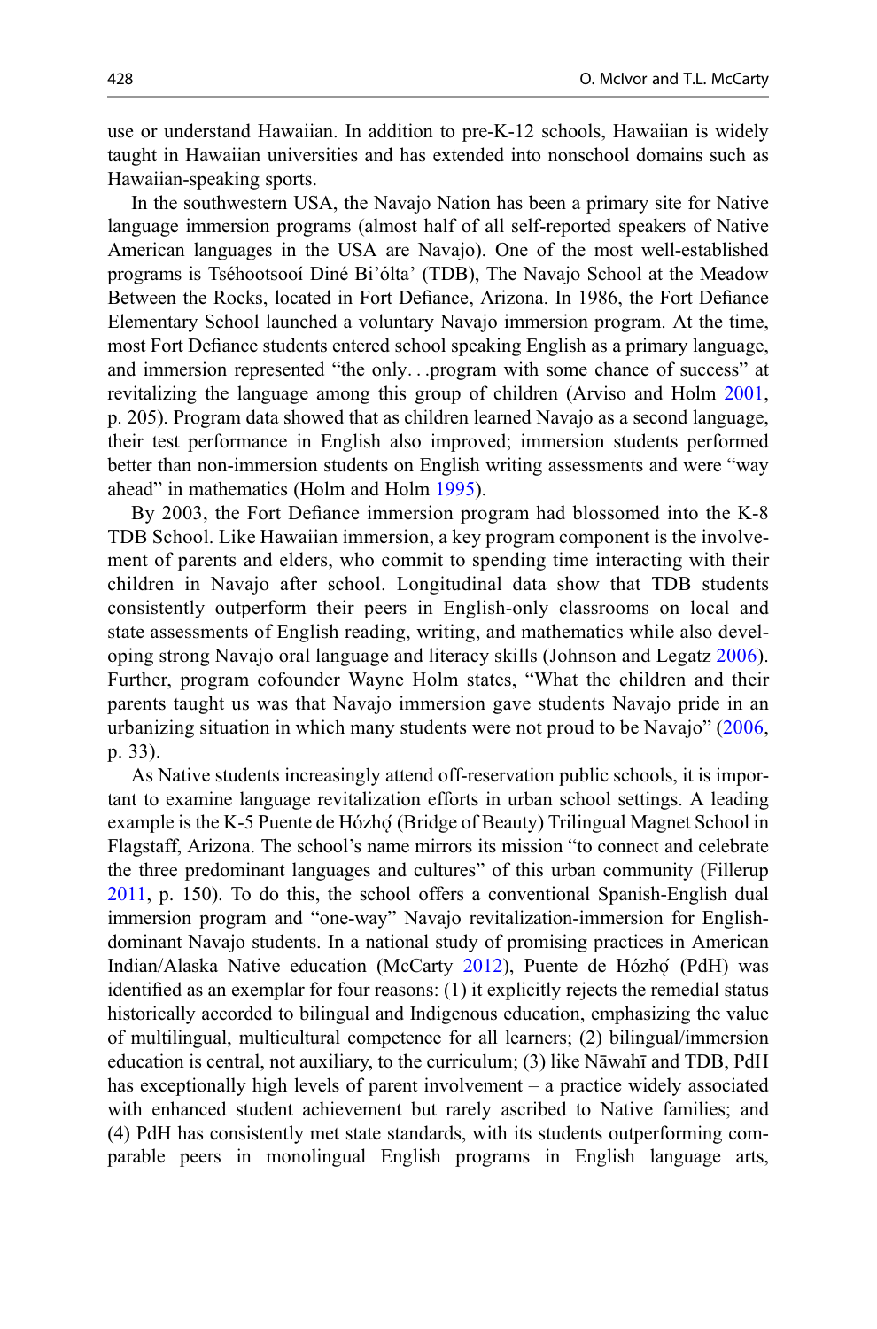use or understand Hawaiian. In addition to pre-K-12 schools, Hawaiian is widely taught in Hawaiian universities and has extended into nonschool domains such as Hawaiian-speaking sports.

In the southwestern USA, the Navajo Nation has been a primary site for Native language immersion programs (almost half of all self-reported speakers of Native American languages in the USA are Navajo). One of the most well-established programs is Tséhootsooí Diné Bi'ólta' (TDB), The Navajo School at the Meadow Between the Rocks, located in Fort Defiance, Arizona. In 1986, the Fort Defiance Elementary School launched a voluntary Navajo immersion program. At the time, most Fort Defiance students entered school speaking English as a primary language, and immersion represented "the only. . .program with some chance of success" at revitalizing the language among this group of children (Arviso and Holm 2001, p. 205). Program data showed that as children learned Navajo as a second language, their test performance in English also improved; immersion students performed better than non-immersion students on English writing assessments and were "way ahead" in mathematics (Holm and Holm 1995).

By 2003, the Fort Defiance immersion program had blossomed into the K-8 TDB School. Like Hawaiian immersion, a key program component is the involvement of parents and elders, who commit to spending time interacting with their children in Navajo after school. Longitudinal data show that TDB students consistently outperform their peers in English-only classrooms on local and state assessments of English reading, writing, and mathematics while also developing strong Navajo oral language and literacy skills (Johnson and Legatz 2006). Further, program cofounder Wayne Holm states, "What the children and their parents taught us was that Navajo immersion gave students Navajo pride in an urbanizing situation in which many students were not proud to be Navajo" (2006, p. 33).

As Native students increasingly attend off-reservation public schools, it is important to examine language revitalization efforts in urban school settings. A leading example is the K-5 Puente de Hózhǫ́ (Bridge of Beauty) Trilingual Magnet School in Flagstaff, Arizona. The school's name mirrors its mission "to connect and celebrate the three predominant languages and cultures" of this urban community (Fillerup 2011, p. 150). To do this, the school offers a conventional Spanish-English dual immersion program and "one-way" Navajo revitalization-immersion for English-dominant Navajo students. In a national study of promising practices in American Indian/Alaska Native education (McCarty 2012), Puente de Hózhǫ́ (PdH) was identified as an exemplar for four reasons: (1) it explicitly rejects the remedial status historically accorded to bilingual and Indigenous education, emphasizing the value of multilingual, multicultural competence for all learners; (2) bilingual/immersion education is central, not auxiliary, to the curriculum; (3) like Nāwahī and TDB, PdH has exceptionally high levels of parent involvement – a practice widely associated with enhanced student achievement but rarely ascribed to Native families; and (4) PdH has consistently met state standards, with its students outperforming comparable peers in monolingual English programs in English language arts,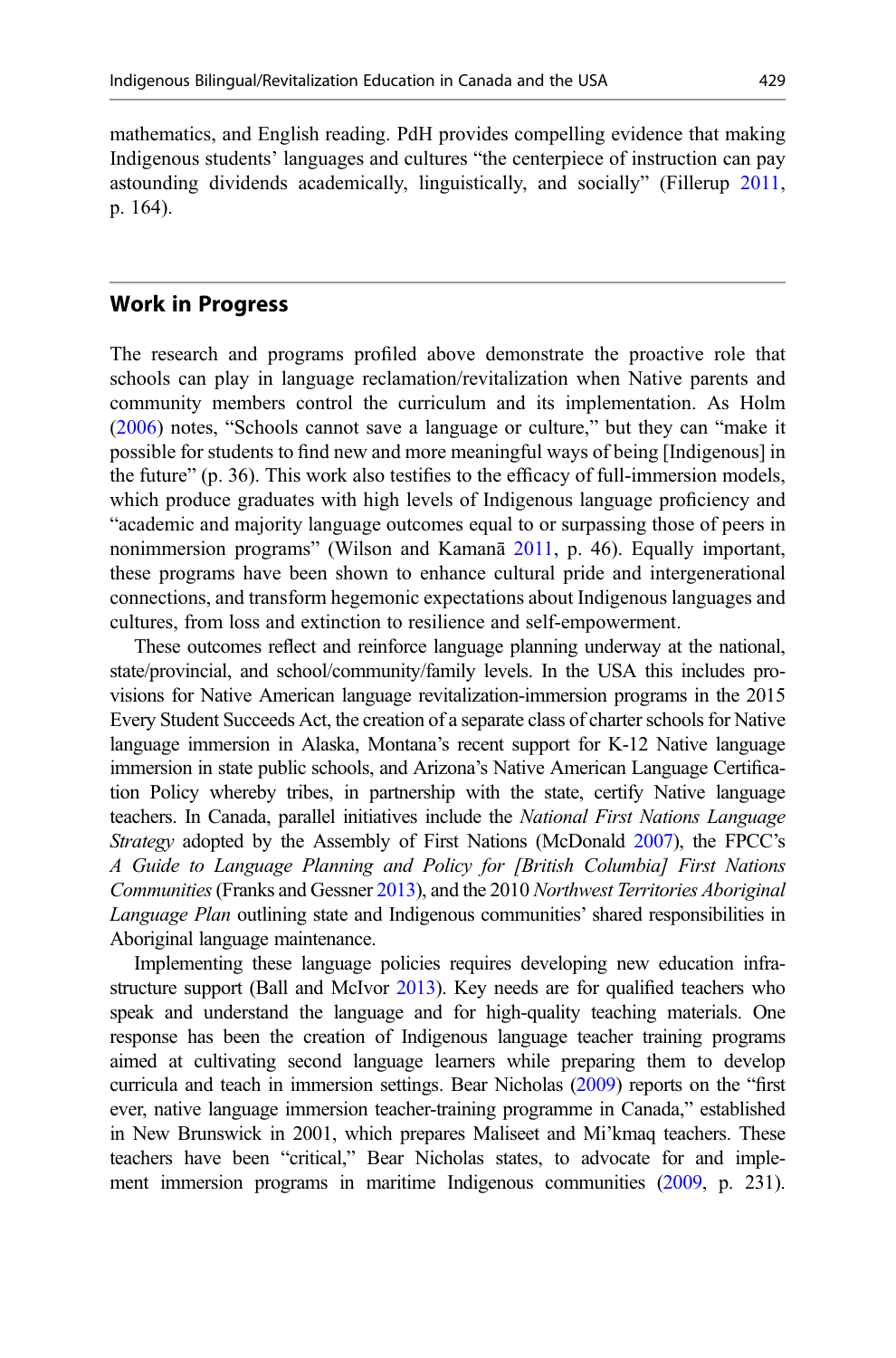mathematics, and English reading. PdH provides compelling evidence that making Indigenous students' languages and cultures "the centerpiece of instruction can pay astounding dividends academically, linguistically, and socially" (Fillerup 2011, p. 164).

## Work in Progress

The research and programs profiled above demonstrate the proactive role that schools can play in language reclamation/revitalization when Native parents and community members control the curriculum and its implementation. As Holm (2006) notes, "Schools cannot save a language or culture," but they can "make it possible for students to find new and more meaningful ways of being [Indigenous] in the future" (p. 36). This work also testifies to the efficacy of full-immersion models, which produce graduates with high levels of Indigenous language proficiency and "academic and majority language outcomes equal to or surpassing those of peers in nonimmersion programs" (Wilson and Kamanā 2011, p. 46). Equally important, these programs have been shown to enhance cultural pride and intergenerational connections, and transform hegemonic expectations about Indigenous languages and cultures, from loss and extinction to resilience and self-empowerment.

These outcomes reflect and reinforce language planning underway at the national, state/provincial, and school/community/family levels. In the USA this includes provisions for Native American language revitalization-immersion programs in the 2015 Every Student Succeeds Act, the creation of a separate class of charter schools for Native language immersion in Alaska, Montana's recent support for K-12 Native language immersion in state public schools, and Arizona's Native American Language Certification Policy whereby tribes, in partnership with the state, certify Native language teachers. In Canada, parallel initiatives include the *National First Nations Language Strategy* adopted by the Assembly of First Nations (McDonald 2007), the FPCC's *A Guide to Language Planning and Policy for [British Columbia] First Nations Communities* (Franks and Gessner 2013), and the 2010 *Northwest Territories Aboriginal Language Plan* outlining state and Indigenous communities' shared responsibilities in Aboriginal language maintenance.

Implementing these language policies requires developing new education infrastructure support (Ball and McIvor 2013). Key needs are for qualified teachers who speak and understand the language and for high-quality teaching materials. One response has been the creation of Indigenous language teacher training programs aimed at cultivating second language learners while preparing them to develop curricula and teach in immersion settings. Bear Nicholas (2009) reports on the "first ever, native language immersion teacher-training programme in Canada," established in New Brunswick in 2001, which prepares Maliseet and Mi'kmaq teachers. These teachers have been "critical," Bear Nicholas states, to advocate for and implement immersion programs in maritime Indigenous communities (2009, p. 231).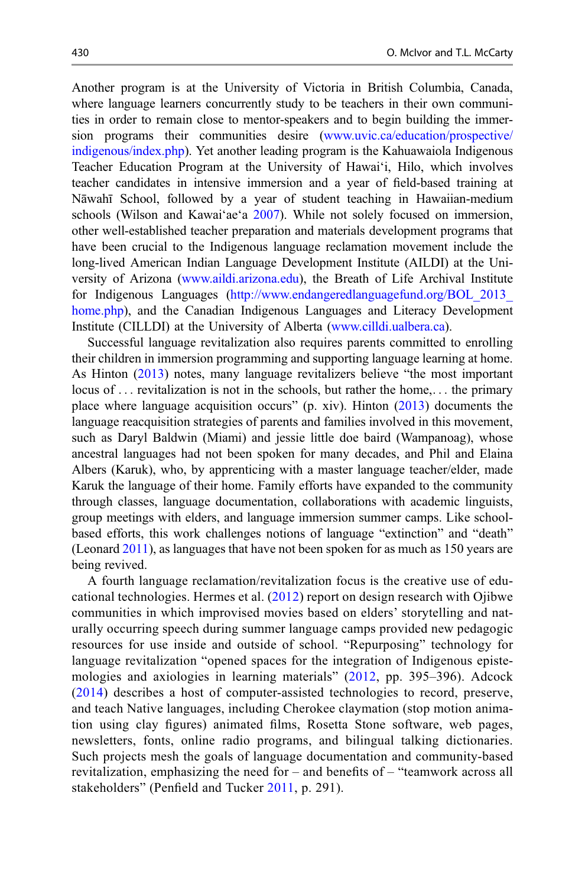Another program is at the University of Victoria in British Columbia, Canada, where language learners concurrently study to be teachers in their own communities in order to remain close to mentor-speakers and to begin building the immersion programs their communities desire (www.uvic.ca/education/prospective/indigenous/index.php). Yet another leading program is the Kahuawaiola Indigenous Teacher Education Program at the University of Hawai'i, Hilo, which involves teacher candidates in intensive immersion and a year of field-based training at Nāwahī School, followed by a year of student teaching in Hawaiian-medium schools (Wilson and Kawai'ae'a 2007). While not solely focused on immersion, other well-established teacher preparation and materials development programs that have been crucial to the Indigenous language reclamation movement include the long-lived American Indian Language Development Institute (AILDI) at the University of Arizona (www.aildi.arizona.edu), the Breath of Life Archival Institute for Indigenous Languages (http://www.endangeredlanguagefund.org/BOL_2013_home.php), and the Canadian Indigenous Languages and Literacy Development Institute (CILLDI) at the University of Alberta (www.cilldi.ualbera.ca).

Successful language revitalization also requires parents committed to enrolling their children in immersion programming and supporting language learning at home. As Hinton (2013) notes, many language revitalizers believe "the most important locus of . . . revitalization is not in the schools, but rather the home,. . . the primary place where language acquisition occurs" (p. xiv). Hinton (2013) documents the language reacquisition strategies of parents and families involved in this movement, such as Daryl Baldwin (Miami) and jessie little doe baird (Wampanoag), whose ancestral languages had not been spoken for many decades, and Phil and Elaina Albers (Karuk), who, by apprenticing with a master language teacher/elder, made Karuk the language of their home. Family efforts have expanded to the community through classes, language documentation, collaborations with academic linguists, group meetings with elders, and language immersion summer camps. Like school-based efforts, this work challenges notions of language "extinction" and "death" (Leonard 2011), as languages that have not been spoken for as much as 150 years are being revived.

A fourth language reclamation/revitalization focus is the creative use of educational technologies. Hermes et al. (2012) report on design research with Ojibwe communities in which improvised movies based on elders' storytelling and naturally occurring speech during summer language camps provided new pedagogic resources for use inside and outside of school. "Repurposing" technology for language revitalization "opened spaces for the integration of Indigenous epistemologies and axiologies in learning materials" (2012, pp. 395–396). Adcock (2014) describes a host of computer-assisted technologies to record, preserve, and teach Native languages, including Cherokee claymation (stop motion animation using clay figures) animated films, Rosetta Stone software, web pages, newsletters, fonts, online radio programs, and bilingual talking dictionaries. Such projects mesh the goals of language documentation and community-based revitalization, emphasizing the need for – and benefits of – "teamwork across all stakeholders" (Penfield and Tucker 2011, p. 291).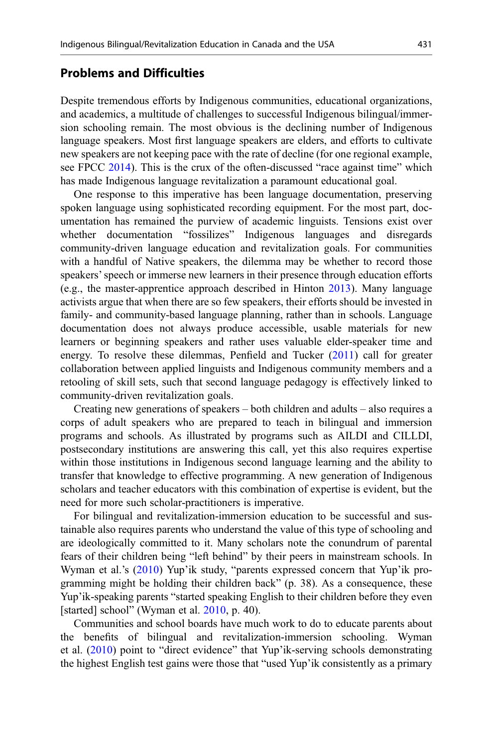## Problems and Difficulties

Despite tremendous efforts by Indigenous communities, educational organizations, and academics, a multitude of challenges to successful Indigenous bilingual/immersion schooling remain. The most obvious is the declining number of Indigenous language speakers. Most first language speakers are elders, and efforts to cultivate new speakers are not keeping pace with the rate of decline (for one regional example, see FPCC 2014). This is the crux of the often-discussed "race against time" which has made Indigenous language revitalization a paramount educational goal.

One response to this imperative has been language documentation, preserving spoken language using sophisticated recording equipment. For the most part, documentation has remained the purview of academic linguists. Tensions exist over whether documentation "fossilizes" Indigenous languages and disregards community-driven language education and revitalization goals. For communities with a handful of Native speakers, the dilemma may be whether to record those speakers' speech or immerse new learners in their presence through education efforts (e.g., the master-apprentice approach described in Hinton 2013). Many language activists argue that when there are so few speakers, their efforts should be invested in family- and community-based language planning, rather than in schools. Language documentation does not always produce accessible, usable materials for new learners or beginning speakers and rather uses valuable elder-speaker time and energy. To resolve these dilemmas, Penfield and Tucker (2011) call for greater collaboration between applied linguists and Indigenous community members and a retooling of skill sets, such that second language pedagogy is effectively linked to community-driven revitalization goals.

Creating new generations of speakers – both children and adults – also requires a corps of adult speakers who are prepared to teach in bilingual and immersion programs and schools. As illustrated by programs such as AILDI and CILLDI, postsecondary institutions are answering this call, yet this also requires expertise within those institutions in Indigenous second language learning and the ability to transfer that knowledge to effective programming. A new generation of Indigenous scholars and teacher educators with this combination of expertise is evident, but the need for more such scholar-practitioners is imperative.

For bilingual and revitalization-immersion education to be successful and sustainable also requires parents who understand the value of this type of schooling and are ideologically committed to it. Many scholars note the conundrum of parental fears of their children being "left behind" by their peers in mainstream schools. In Wyman et al.'s (2010) Yup'ik study, "parents expressed concern that Yup'ik programming might be holding their children back" (p. 38). As a consequence, these Yup'ik-speaking parents "started speaking English to their children before they even [started] school" (Wyman et al. 2010, p. 40).

Communities and school boards have much work to do to educate parents about the benefits of bilingual and revitalization-immersion schooling. Wyman et al. (2010) point to "direct evidence" that Yup'ik-serving schools demonstrating the highest English test gains were those that "used Yup'ik consistently as a primary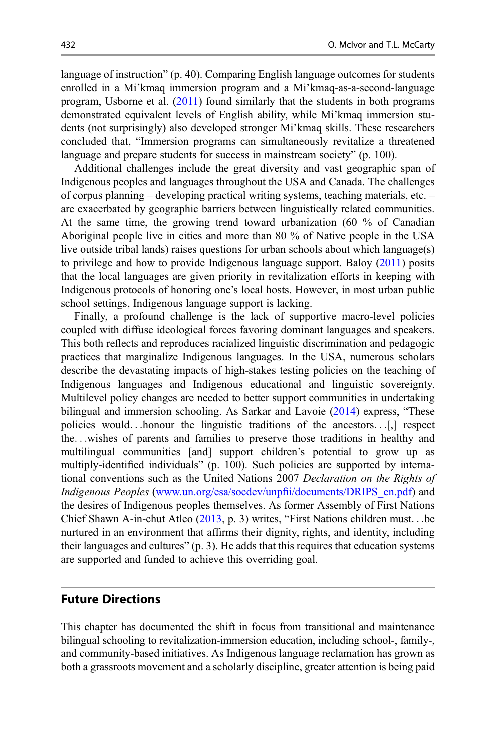language of instruction" (p. 40). Comparing English language outcomes for students enrolled in a Mi'kmaq immersion program and a Mi'kmaq-as-a-second-language program, Usborne et al. (2011) found similarly that the students in both programs demonstrated equivalent levels of English ability, while Mi'kmaq immersion students (not surprisingly) also developed stronger Mi'kmaq skills. These researchers concluded that, "Immersion programs can simultaneously revitalize a threatened language and prepare students for success in mainstream society" (p. 100).

Additional challenges include the great diversity and vast geographic span of Indigenous peoples and languages throughout the USA and Canada. The challenges of corpus planning – developing practical writing systems, teaching materials, etc. – are exacerbated by geographic barriers between linguistically related communities. At the same time, the growing trend toward urbanization (60 % of Canadian Aboriginal people live in cities and more than 80 % of Native people in the USA live outside tribal lands) raises questions for urban schools about which language(s) to privilege and how to provide Indigenous language support. Baloy (2011) posits that the local languages are given priority in revitalization efforts in keeping with Indigenous protocols of honoring one's local hosts. However, in most urban public school settings, Indigenous language support is lacking.

Finally, a profound challenge is the lack of supportive macro-level policies coupled with diffuse ideological forces favoring dominant languages and speakers. This both reflects and reproduces racialized linguistic discrimination and pedagogic practices that marginalize Indigenous languages. In the USA, numerous scholars describe the devastating impacts of high-stakes testing policies on the teaching of Indigenous languages and Indigenous educational and linguistic sovereignty. Multilevel policy changes are needed to better support communities in undertaking bilingual and immersion schooling. As Sarkar and Lavoie (2014) express, "These policies would. . .honour the linguistic traditions of the ancestors. . .[,] respect the. . .wishes of parents and families to preserve those traditions in healthy and multilingual communities [and] support children's potential to grow up as multiply-identified individuals" (p. 100). Such policies are supported by international conventions such as the United Nations 2007 *Declaration on the Rights of Indigenous Peoples* (www.un.org/esa/socdev/unpfii/documents/DRIPS_en.pdf) and the desires of Indigenous peoples themselves. As former Assembly of First Nations Chief Shawn A-in-chut Atleo (2013, p. 3) writes, "First Nations children must. . .be nurtured in an environment that affirms their dignity, rights, and identity, including their languages and cultures" (p. 3). He adds that this requires that education systems are supported and funded to achieve this overriding goal.

## Future Directions

This chapter has documented the shift in focus from transitional and maintenance bilingual schooling to revitalization-immersion education, including school-, family-, and community-based initiatives. As Indigenous language reclamation has grown as both a grassroots movement and a scholarly discipline, greater attention is being paid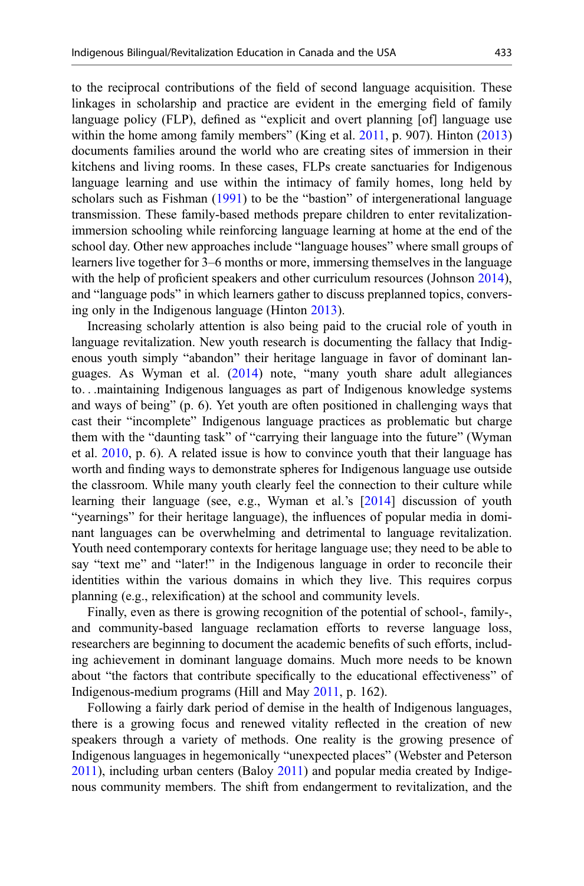to the reciprocal contributions of the field of second language acquisition. These linkages in scholarship and practice are evident in the emerging field of family language policy (FLP), defined as "explicit and overt planning [of] language use within the home among family members" (King et al. 2011, p. 907). Hinton (2013) documents families around the world who are creating sites of immersion in their kitchens and living rooms. In these cases, FLPs create sanctuaries for Indigenous language learning and use within the intimacy of family homes, long held by scholars such as Fishman (1991) to be the "bastion" of intergenerational language transmission. These family-based methods prepare children to enter revitalization-immersion schooling while reinforcing language learning at home at the end of the school day. Other new approaches include "language houses" where small groups of learners live together for 3–6 months or more, immersing themselves in the language with the help of proficient speakers and other curriculum resources (Johnson 2014), and "language pods" in which learners gather to discuss preplanned topics, conversing only in the Indigenous language (Hinton 2013).

Increasing scholarly attention is also being paid to the crucial role of youth in language revitalization. New youth research is documenting the fallacy that Indigenous youth simply "abandon" their heritage language in favor of dominant languages. As Wyman et al. (2014) note, "many youth share adult allegiances to. . .maintaining Indigenous languages as part of Indigenous knowledge systems and ways of being" (p. 6). Yet youth are often positioned in challenging ways that cast their "incomplete" Indigenous language practices as problematic but charge them with the "daunting task" of "carrying their language into the future" (Wyman et al. 2010, p. 6). A related issue is how to convince youth that their language has worth and finding ways to demonstrate spheres for Indigenous language use outside the classroom. While many youth clearly feel the connection to their culture while learning their language (see, e.g., Wyman et al.'s [2014] discussion of youth "yearnings" for their heritage language), the influences of popular media in dominant languages can be overwhelming and detrimental to language revitalization. Youth need contemporary contexts for heritage language use; they need to be able to say "text me" and "later!" in the Indigenous language in order to reconcile their identities within the various domains in which they live. This requires corpus planning (e.g., relexification) at the school and community levels.

Finally, even as there is growing recognition of the potential of school-, family-, and community-based language reclamation efforts to reverse language loss, researchers are beginning to document the academic benefits of such efforts, including achievement in dominant language domains. Much more needs to be known about "the factors that contribute specifically to the educational effectiveness" of Indigenous-medium programs (Hill and May 2011, p. 162).

Following a fairly dark period of demise in the health of Indigenous languages, there is a growing focus and renewed vitality reflected in the creation of new speakers through a variety of methods. One reality is the growing presence of Indigenous languages in hegemonically "unexpected places" (Webster and Peterson 2011), including urban centers (Baloy 2011) and popular media created by Indigenous community members. The shift from endangerment to revitalization, and the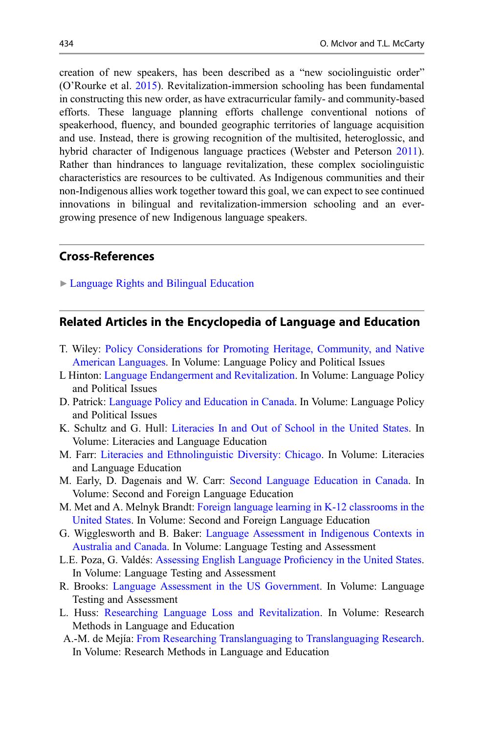creation of new speakers, has been described as a "new sociolinguistic order" (O'Rourke et al. 2015). Revitalization-immersion schooling has been fundamental in constructing this new order, as have extracurricular family- and community-based efforts. These language planning efforts challenge conventional notions of speakerhood, fluency, and bounded geographic territories of language acquisition and use. Instead, there is growing recognition of the multisited, heteroglossic, and hybrid character of Indigenous language practices (Webster and Peterson 2011). Rather than hindrances to language revitalization, these complex sociolinguistic characteristics are resources to be cultivated. As Indigenous communities and their non-Indigenous allies work together toward this goal, we can expect to see continued innovations in bilingual and revitalization-immersion schooling and an ever-growing presence of new Indigenous language speakers.

## Cross-References

► Language Rights and Bilingual Education

## Related Articles in the Encyclopedia of Language and Education

T. Wiley: Policy Considerations for Promoting Heritage, Community, and Native American Languages. In Volume: Language Policy and Political Issues

L Hinton: Language Endangerment and Revitalization. In Volume: Language Policy and Political Issues

D. Patrick: Language Policy and Education in Canada. In Volume: Language Policy and Political Issues

K. Schultz and G. Hull: Literacies In and Out of School in the United States. In Volume: Literacies and Language Education

M. Farr: Literacies and Ethnolinguistic Diversity: Chicago. In Volume: Literacies and Language Education

M. Early, D. Dagenais and W. Carr: Second Language Education in Canada. In Volume: Second and Foreign Language Education

M. Met and A. Melnyk Brandt: Foreign language learning in K-12 classrooms in the United States. In Volume: Second and Foreign Language Education

G. Wigglesworth and B. Baker: Language Assessment in Indigenous Contexts in Australia and Canada. In Volume: Language Testing and Assessment

L.E. Poza, G. Valdés: Assessing English Language Proficiency in the United States. In Volume: Language Testing and Assessment

R. Brooks: Language Assessment in the US Government. In Volume: Language Testing and Assessment

L. Huss: Researching Language Loss and Revitalization. In Volume: Research Methods in Language and Education

A.-M. de Mejía: From Researching Translanguaging to Translanguaging Research. In Volume: Research Methods in Language and Education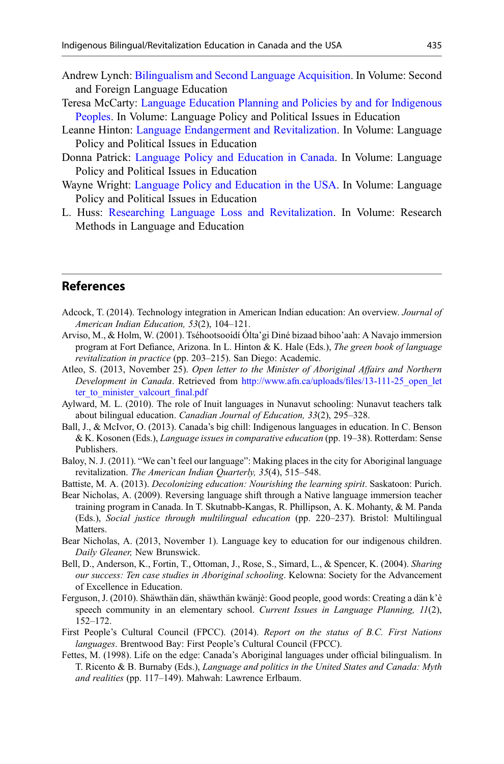Andrew Lynch: Bilingualism and Second Language Acquisition. In Volume: Second and Foreign Language Education

Teresa McCarty: Language Education Planning and Policies by and for Indigenous Peoples. In Volume: Language Policy and Political Issues in Education

Leanne Hinton: Language Endangerment and Revitalization. In Volume: Language Policy and Political Issues in Education

Donna Patrick: Language Policy and Education in Canada. In Volume: Language Policy and Political Issues in Education

Wayne Wright: Language Policy and Education in the USA. In Volume: Language Policy and Political Issues in Education

L. Huss: Researching Language Loss and Revitalization. In Volume: Research Methods in Language and Education

## References

Adcock, T. (2014). Technology integration in American Indian education: An overview. *Journal of American Indian Education, 53*(2), 104–121.

Arviso, M., & Holm, W. (2001). Tséhootsooídí Ólta'gi Diné bizaad bihoo'aah: A Navajo immersion program at Fort Defiance, Arizona. In L. Hinton & K. Hale (Eds.), *The green book of language revitalization in practice* (pp. 203–215). San Diego: Academic.

Atleo, S. (2013, November 25). *Open letter to the Minister of Aboriginal Affairs and Northern Development in Canada*. Retrieved from http://www.afn.ca/uploads/files/13-111-25_open_letter_to_minister_valcourt_final.pdf

Aylward, M. L. (2010). The role of Inuit languages in Nunavut schooling: Nunavut teachers talk about bilingual education. *Canadian Journal of Education, 33*(2), 295–328.

Ball, J., & McIvor, O. (2013). Canada's big chill: Indigenous languages in education. In C. Benson & K. Kosonen (Eds.), *Language issues in comparative education* (pp. 19–38). Rotterdam: Sense Publishers.

Baloy, N. J. (2011). "We can't feel our language": Making places in the city for Aboriginal language revitalization. *The American Indian Quarterly, 35*(4), 515–548.

Battiste, M. A. (2013). *Decolonizing education: Nourishing the learning spirit*. Saskatoon: Purich.

Bear Nicholas, A. (2009). Reversing language shift through a Native language immersion teacher training program in Canada. In T. Skutnabb-Kangas, R. Phillipson, A. K. Mohanty, & M. Panda (Eds.), *Social justice through multilingual education* (pp. 220–237). Bristol: Multilingual Matters.

Bear Nicholas, A. (2013, November 1). Language key to education for our indigenous children. *Daily Gleaner,* New Brunswick.

Bell, D., Anderson, K., Fortin, T., Ottoman, J., Rose, S., Simard, L., & Spencer, K. (2004). *Sharing our success: Ten case studies in Aboriginal schooling*. Kelowna: Society for the Advancement of Excellence in Education.

Ferguson, J. (2010). Shäwthän dän, shäwthän kwänjè: Good people, good words: Creating a dän k'è speech community in an elementary school. *Current Issues in Language Planning, 11*(2), 152–172.

First People's Cultural Council (FPCC). (2014). *Report on the status of B.C. First Nations languages*. Brentwood Bay: First People's Cultural Council (FPCC).

Fettes, M. (1998). Life on the edge: Canada's Aboriginal languages under official bilingualism. In T. Ricento & B. Burnaby (Eds.), *Language and politics in the United States and Canada: Myth and realities* (pp. 117–149). Mahwah: Lawrence Erlbaum.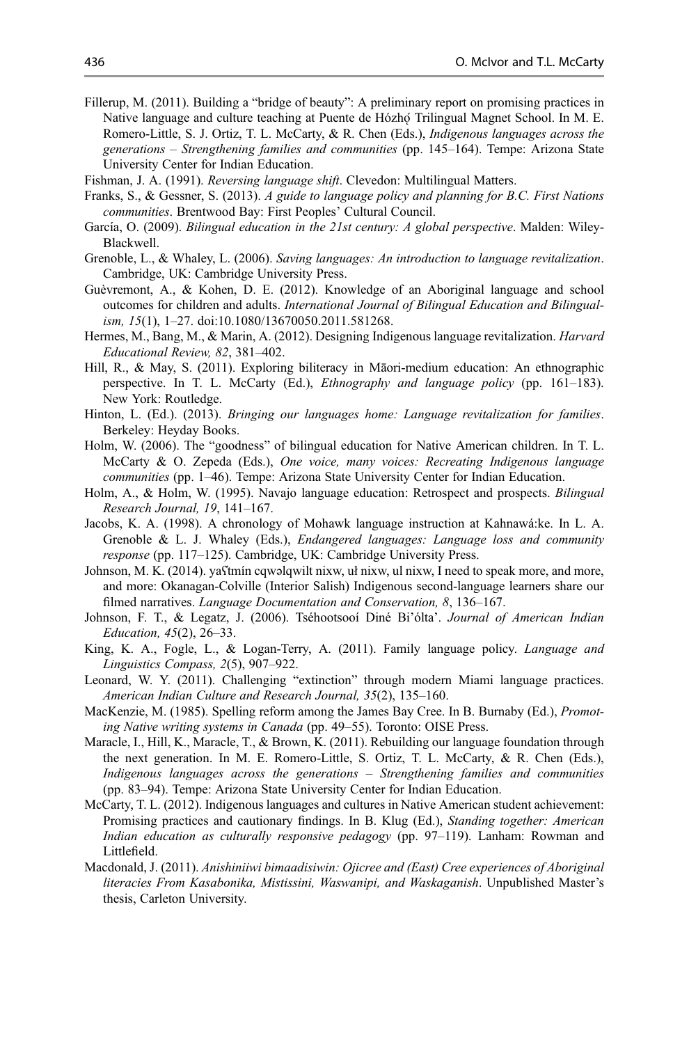Fillerup, M. (2011). Building a "bridge of beauty": A preliminary report on promising practices in Native language and culture teaching at Puente de Hózhǫ́ Trilingual Magnet School. In M. E. Romero-Little, S. J. Ortiz, T. L. McCarty, & R. Chen (Eds.), *Indigenous languages across the generations – Strengthening families and communities* (pp. 145–164). Tempe: Arizona State University Center for Indian Education.

Fishman, J. A. (1991). *Reversing language shift*. Clevedon: Multilingual Matters.

Franks, S., & Gessner, S. (2013). *A guide to language policy and planning for B.C. First Nations communities*. Brentwood Bay: First Peoples' Cultural Council.

García, O. (2009). *Bilingual education in the 21st century: A global perspective*. Malden: Wiley-Blackwell.

Grenoble, L., & Whaley, L. (2006). *Saving languages: An introduction to language revitalization*. Cambridge, UK: Cambridge University Press.

Guèvremont, A., & Kohen, D. E. (2012). Knowledge of an Aboriginal language and school outcomes for children and adults. *International Journal of Bilingual Education and Bilingualism, 15*(1), 1–27. doi:10.1080/13670050.2011.581268.

Hermes, M., Bang, M., & Marin, A. (2012). Designing Indigenous language revitalization. *Harvard Educational Review, 82*, 381–402.

Hill, R., & May, S. (2011). Exploring biliteracy in Māori-medium education: An ethnographic perspective. In T. L. McCarty (Ed.), *Ethnography and language policy* (pp. 161–183). New York: Routledge.

Hinton, L. (Ed.). (2013). *Bringing our languages home: Language revitalization for families*. Berkeley: Heyday Books.

Holm, W. (2006). The "goodness" of bilingual education for Native American children. In T. L. McCarty & O. Zepeda (Eds.), *One voice, many voices: Recreating Indigenous language communities* (pp. 1–46). Tempe: Arizona State University Center for Indian Education.

Holm, A., & Holm, W. (1995). Navajo language education: Retrospect and prospects. *Bilingual Research Journal, 19*, 141–167.

Jacobs, K. A. (1998). A chronology of Mohawk language instruction at Kahnawá:ke. In L. A. Grenoble & L. J. Whaley (Eds.), *Endangered languages: Language loss and community response* (pp. 117–125). Cambridge, UK: Cambridge University Press.

Johnson, M. K. (2014). yaʕtmín cqwəlqwilt nixw, uł nixw, ul nixw, I need to speak more, and more, and more: Okanagan-Colville (Interior Salish) Indigenous second-language learners share our filmed narratives. *Language Documentation and Conservation, 8*, 136–167.

Johnson, F. T., & Legatz, J. (2006). Tséhootsooí Diné Bi'ólta'. *Journal of American Indian Education, 45*(2), 26–33.

King, K. A., Fogle, L., & Logan-Terry, A. (2011). Family language policy. *Language and Linguistics Compass, 2*(5), 907–922.

Leonard, W. Y. (2011). Challenging "extinction" through modern Miami language practices. *American Indian Culture and Research Journal, 35*(2), 135–160.

MacKenzie, M. (1985). Spelling reform among the James Bay Cree. In B. Burnaby (Ed.), *Promoting Native writing systems in Canada* (pp. 49–55). Toronto: OISE Press.

Maracle, I., Hill, K., Maracle, T., & Brown, K. (2011). Rebuilding our language foundation through the next generation. In M. E. Romero-Little, S. Ortiz, T. L. McCarty, & R. Chen (Eds.), *Indigenous languages across the generations – Strengthening families and communities* (pp. 83–94). Tempe: Arizona State University Center for Indian Education.

McCarty, T. L. (2012). Indigenous languages and cultures in Native American student achievement: Promising practices and cautionary findings. In B. Klug (Ed.), *Standing together: American Indian education as culturally responsive pedagogy* (pp. 97–119). Lanham: Rowman and Littlefield.

Macdonald, J. (2011). *Anishiniiwi bimaadisiwin: Ojicree and (East) Cree experiences of Aboriginal literacies From Kasabonika, Mistissini, Waswanipi, and Waskaganish*. Unpublished Master's thesis, Carleton University.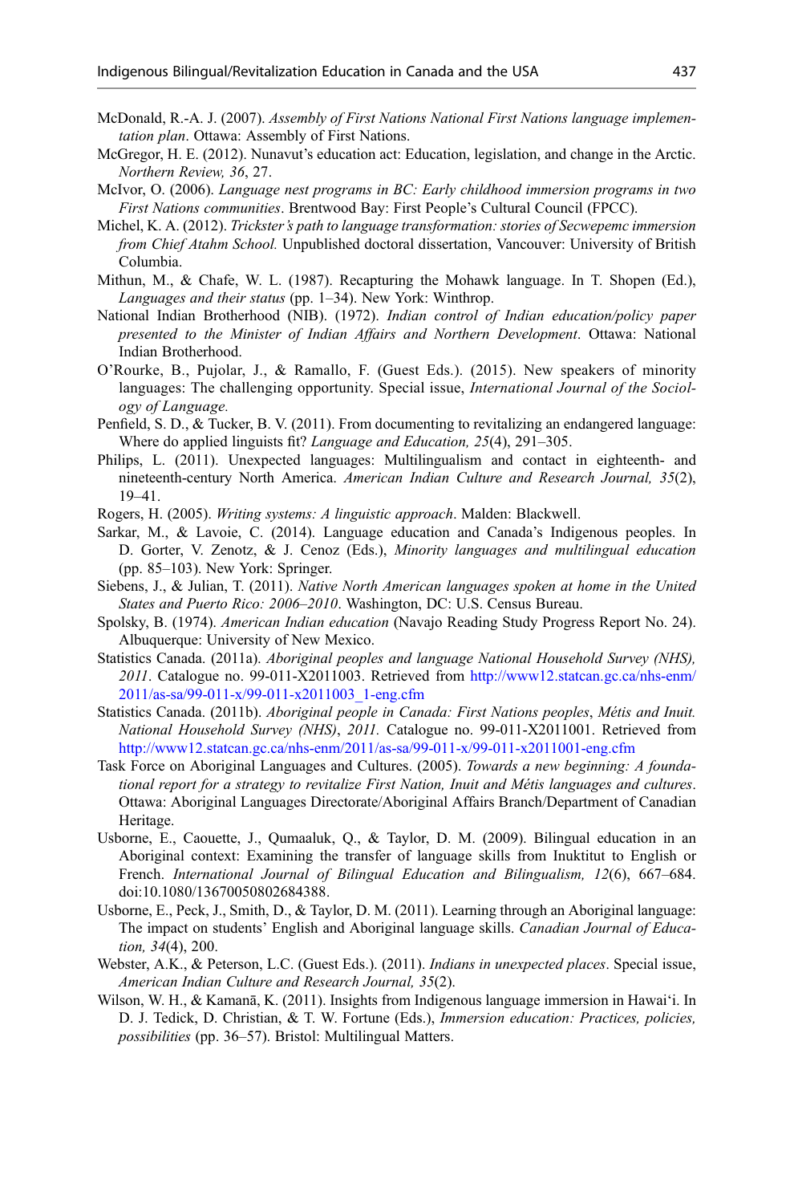McDonald, R.-A. J. (2007). *Assembly of First Nations National First Nations language implementation plan*. Ottawa: Assembly of First Nations.

McGregor, H. E. (2012). Nunavut's education act: Education, legislation, and change in the Arctic. *Northern Review, 36*, 27.

McIvor, O. (2006). *Language nest programs in BC: Early childhood immersion programs in two First Nations communities*. Brentwood Bay: First People's Cultural Council (FPCC).

Michel, K. A. (2012). *Trickster's path to language transformation: stories of Secwepemc immersion from Chief Atahm School.* Unpublished doctoral dissertation, Vancouver: University of British Columbia.

Mithun, M., & Chafe, W. L. (1987). Recapturing the Mohawk language. In T. Shopen (Ed.), *Languages and their status* (pp. 1–34). New York: Winthrop.

National Indian Brotherhood (NIB). (1972). *Indian control of Indian education/policy paper presented to the Minister of Indian Affairs and Northern Development*. Ottawa: National Indian Brotherhood.

O'Rourke, B., Pujolar, J., & Ramallo, F. (Guest Eds.). (2015). New speakers of minority languages: The challenging opportunity. Special issue, *International Journal of the Sociology of Language.*

Penfield, S. D., & Tucker, B. V. (2011). From documenting to revitalizing an endangered language: Where do applied linguists fit? *Language and Education, 25*(4), 291–305.

Philips, L. (2011). Unexpected languages: Multilingualism and contact in eighteenth- and nineteenth-century North America. *American Indian Culture and Research Journal, 35*(2), 19–41.

Rogers, H. (2005). *Writing systems: A linguistic approach*. Malden: Blackwell.

Sarkar, M., & Lavoie, C. (2014). Language education and Canada's Indigenous peoples. In D. Gorter, V. Zenotz, & J. Cenoz (Eds.), *Minority languages and multilingual education* (pp. 85–103). New York: Springer.

Siebens, J., & Julian, T. (2011). *Native North American languages spoken at home in the United States and Puerto Rico: 2006–2010*. Washington, DC: U.S. Census Bureau.

Spolsky, B. (1974). *American Indian education* (Navajo Reading Study Progress Report No. 24). Albuquerque: University of New Mexico.

Statistics Canada. (2011a). *Aboriginal peoples and language National Household Survey (NHS), 2011*. Catalogue no. 99-011-X2011003. Retrieved from http://www12.statcan.gc.ca/nhs-enm/2011/as-sa/99-011-x/99-011-x2011003_1-eng.cfm

Statistics Canada. (2011b). *Aboriginal people in Canada: First Nations peoples*, *Métis and Inuit. National Household Survey (NHS)*, *2011.* Catalogue no. 99-011-X2011001. Retrieved from http://www12.statcan.gc.ca/nhs-enm/2011/as-sa/99-011-x/99-011-x2011001-eng.cfm

Task Force on Aboriginal Languages and Cultures. (2005). *Towards a new beginning: A foundational report for a strategy to revitalize First Nation, Inuit and Métis languages and cultures*. Ottawa: Aboriginal Languages Directorate/Aboriginal Affairs Branch/Department of Canadian Heritage.

Usborne, E., Caouette, J., Qumaaluk, Q., & Taylor, D. M. (2009). Bilingual education in an Aboriginal context: Examining the transfer of language skills from Inuktitut to English or French. *International Journal of Bilingual Education and Bilingualism, 12*(6), 667–684. doi:10.1080/13670050802684388.

Usborne, E., Peck, J., Smith, D., & Taylor, D. M. (2011). Learning through an Aboriginal language: The impact on students' English and Aboriginal language skills. *Canadian Journal of Education, 34*(4), 200.

Webster, A.K., & Peterson, L.C. (Guest Eds.). (2011). *Indians in unexpected places*. Special issue, *American Indian Culture and Research Journal, 35*(2).

Wilson, W. H., & Kamanā, K. (2011). Insights from Indigenous language immersion in Hawai'i. In D. J. Tedick, D. Christian, & T. W. Fortune (Eds.), *Immersion education: Practices, policies, possibilities* (pp. 36–57). Bristol: Multilingual Matters.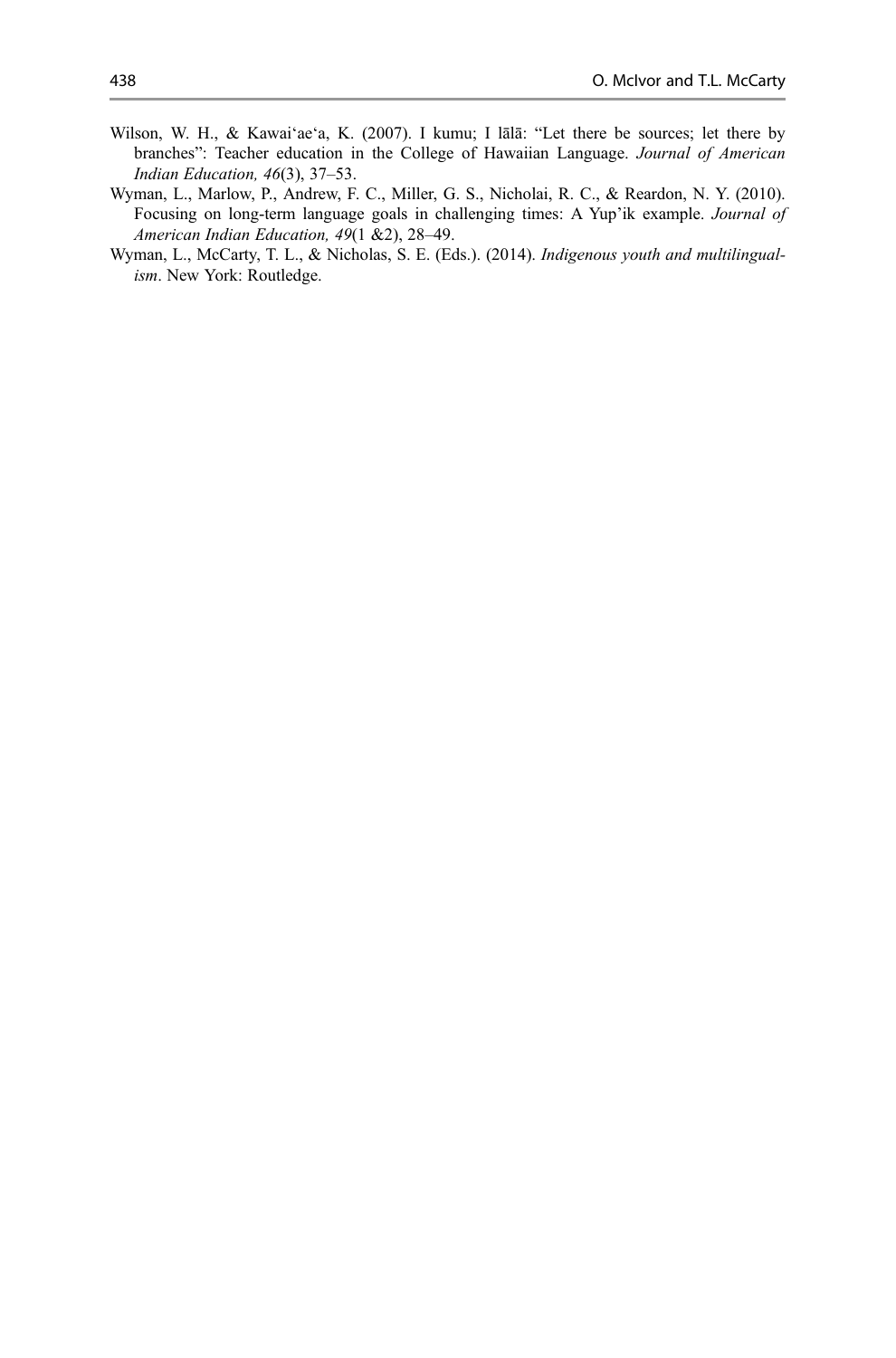Wilson, W. H., & Kawai‘ae‘a, K. (2007). I kumu; I lālā: “Let there be sources; let there by branches”: Teacher education in the College of Hawaiian Language. *Journal of American Indian Education, 46*(3), 37–53.

Wyman, L., Marlow, P., Andrew, F. C., Miller, G. S., Nicholai, R. C., & Reardon, N. Y. (2010). Focusing on long-term language goals in challenging times: A Yup’ik example. *Journal of American Indian Education, 49*(1 &2), 28–49.

Wyman, L., McCarty, T. L., & Nicholas, S. E. (Eds.). (2014). *Indigenous youth and multilingualism*. New York: Routledge.